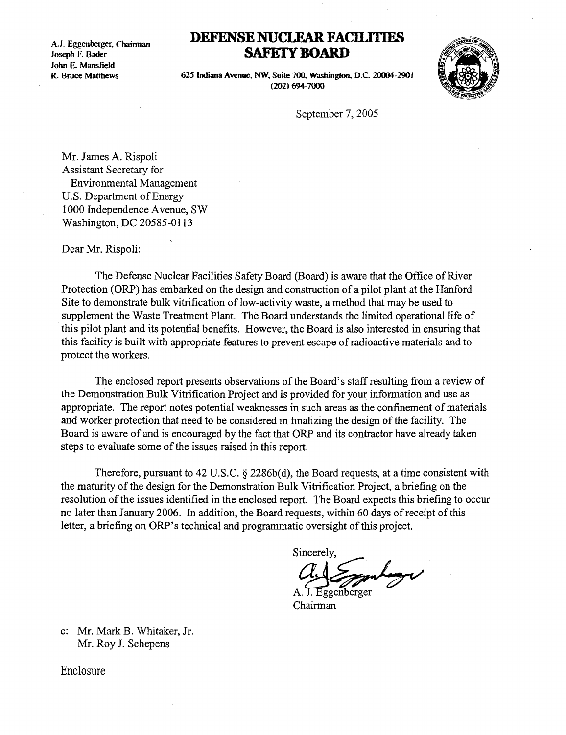A.J. Eggenberger, Chairman
Joseph F. Bader
John E. Mansfield
R. Bruce Matthews

# DEFENSE NUCLEAR FACILITIES SAFETY BOARD

625 Indiana Avenue, NW, Suite 700, Washington, D.C. 20004-2901
(202) 694-7000

September 7, 2005

Mr. James A. Rispoli
Assistant Secretary for
Environmental Management
U.S. Department of Energy
1000 Independence Avenue, SW
Washington, DC 20585-0113

Dear Mr. Rispoli:

The Defense Nuclear Facilities Safety Board (Board) is aware that the Office of River Protection (ORP) has embarked on the design and construction of a pilot plant at the Hanford Site to demonstrate bulk vitrification of low-activity waste, a method that may be used to supplement the Waste Treatment Plant. The Board understands the limited operational life of this pilot plant and its potential benefits. However, the Board is also interested in ensuring that this facility is built with appropriate features to prevent escape of radioactive materials and to protect the workers.

The enclosed report presents observations of the Board's staff resulting from a review of the Demonstration Bulk Vitrification Project and is provided for your information and use as appropriate. The report notes potential weaknesses in such areas as the confinement of materials and worker protection that need to be considered in finalizing the design of the facility. The Board is aware of and is encouraged by the fact that ORP and its contractor have already taken steps to evaluate some of the issues raised in this report.

Therefore, pursuant to 42 U.S.C. § 2286b(d), the Board requests, at a time consistent with the maturity of the design for the Demonstration Bulk Vitrification Project, a briefing on the resolution of the issues identified in the enclosed report. The Board expects this briefing to occur no later than January 2006. In addition, the Board requests, within 60 days of receipt of this letter, a briefing on ORP's technical and programmatic oversight of this project.

Sincerely,

A. J. Eggenberger
Chairman

c: Mr. Mark B. Whitaker, Jr.
Mr. Roy J. Schepens

Enclosure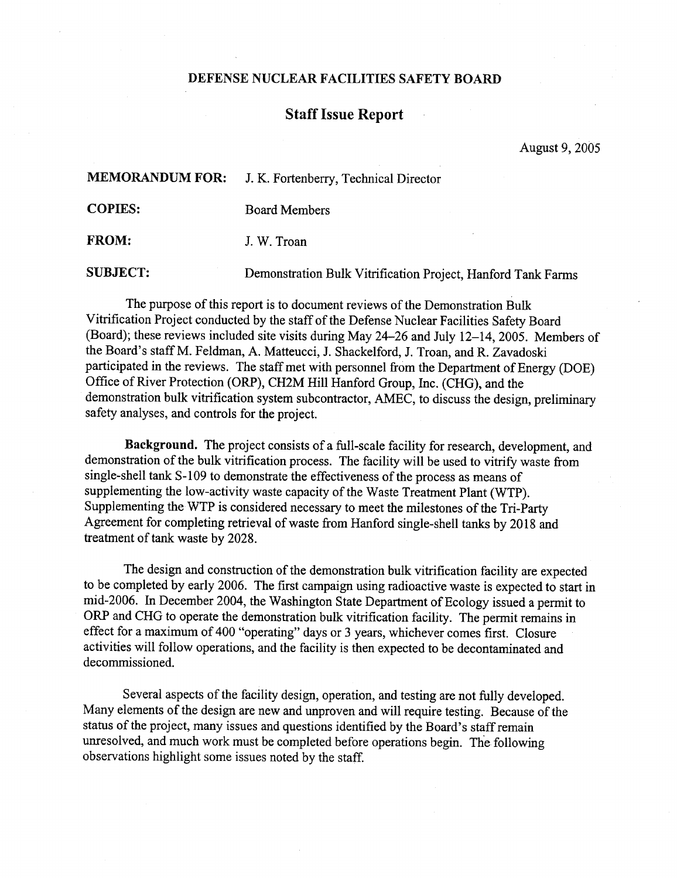# DEFENSE NUCLEAR FACILITIES SAFETY BOARD

## Staff Issue Report

August 9, 2005

**MEMORANDUM FOR:** J. K. Fortenberry, Technical Director

**COPIES:** Board Members

**FROM:** J. W. Troan

**SUBJECT:** Demonstration Bulk Vitrification Project, Hanford Tank Farms

The purpose of this report is to document reviews of the Demonstration Bulk Vitrification Project conducted by the staff of the Defense Nuclear Facilities Safety Board (Board); these reviews included site visits during May 24–26 and July 12–14, 2005. Members of the Board's staff M. Feldman, A. Matteucci, J. Shackelford, J. Troan, and R. Zavadoski participated in the reviews. The staff met with personnel from the Department of Energy (DOE) Office of River Protection (ORP), CH2M Hill Hanford Group, Inc. (CHG), and the demonstration bulk vitrification system subcontractor, AMEC, to discuss the design, preliminary safety analyses, and controls for the project.

**Background.** The project consists of a full-scale facility for research, development, and demonstration of the bulk vitrification process. The facility will be used to vitrify waste from single-shell tank S-109 to demonstrate the effectiveness of the process as means of supplementing the low-activity waste capacity of the Waste Treatment Plant (WTP). Supplementing the WTP is considered necessary to meet the milestones of the Tri-Party Agreement for completing retrieval of waste from Hanford single-shell tanks by 2018 and treatment of tank waste by 2028.

The design and construction of the demonstration bulk vitrification facility are expected to be completed by early 2006. The first campaign using radioactive waste is expected to start in mid-2006. In December 2004, the Washington State Department of Ecology issued a permit to ORP and CHG to operate the demonstration bulk vitrification facility. The permit remains in effect for a maximum of 400 "operating" days or 3 years, whichever comes first. Closure activities will follow operations, and the facility is then expected to be decontaminated and decommissioned.

Several aspects of the facility design, operation, and testing are not fully developed. Many elements of the design are new and unproven and will require testing. Because of the status of the project, many issues and questions identified by the Board's staff remain unresolved, and much work must be completed before operations begin. The following observations highlight some issues noted by the staff.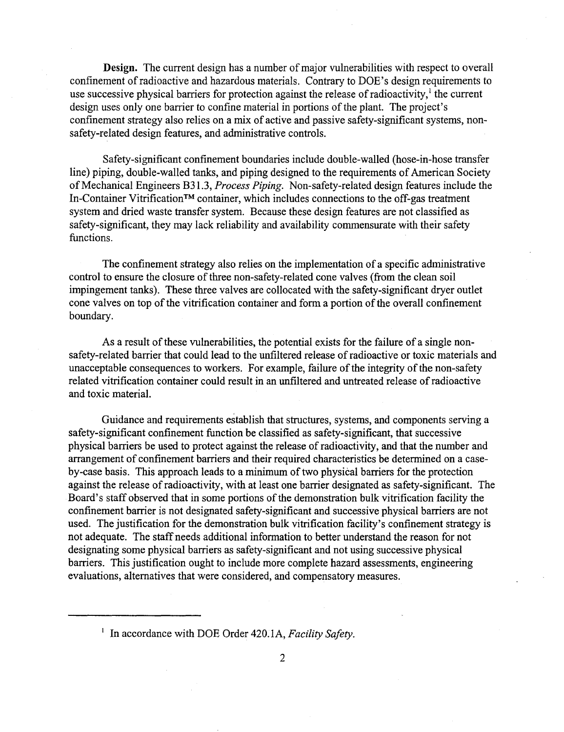**Design.** The current design has a number of major vulnerabilities with respect to overall confinement of radioactive and hazardous materials. Contrary to DOE's design requirements to use successive physical barriers for protection against the release of radioactivity,[1] the current design uses only one barrier to confine material in portions of the plant. The project's confinement strategy also relies on a mix of active and passive safety-significant systems, non-safety-related design features, and administrative controls.

Safety-significant confinement boundaries include double-walled (hose-in-hose transfer line) piping, double-walled tanks, and piping designed to the requirements of American Society of Mechanical Engineers B31.3, *Process Piping*. Non-safety-related design features include the In-Container Vitrification™ container, which includes connections to the off-gas treatment system and dried waste transfer system. Because these design features are not classified as safety-significant, they may lack reliability and availability commensurate with their safety functions.

The confinement strategy also relies on the implementation of a specific administrative control to ensure the closure of three non-safety-related cone valves (from the clean soil impingement tanks). These three valves are collocated with the safety-significant dryer outlet cone valves on top of the vitrification container and form a portion of the overall confinement boundary.

As a result of these vulnerabilities, the potential exists for the failure of a single non-safety-related barrier that could lead to the unfiltered release of radioactive or toxic materials and unacceptable consequences to workers. For example, failure of the integrity of the non-safety related vitrification container could result in an unfiltered and untreated release of radioactive and toxic material.

Guidance and requirements establish that structures, systems, and components serving a safety-significant confinement function be classified as safety-significant, that successive physical barriers be used to protect against the release of radioactivity, and that the number and arrangement of confinement barriers and their required characteristics be determined on a case-by-case basis. This approach leads to a minimum of two physical barriers for the protection against the release of radioactivity, with at least one barrier designated as safety-significant. The Board's staff observed that in some portions of the demonstration bulk vitrification facility the confinement barrier is not designated safety-significant and successive physical barriers are not used. The justification for the demonstration bulk vitrification facility's confinement strategy is not adequate. The staff needs additional information to better understand the reason for not designating some physical barriers as safety-significant and not using successive physical barriers. This justification ought to include more complete hazard assessments, engineering evaluations, alternatives that were considered, and compensatory measures.

---

[1] In accordance with DOE Order 420.1A, *Facility Safety*.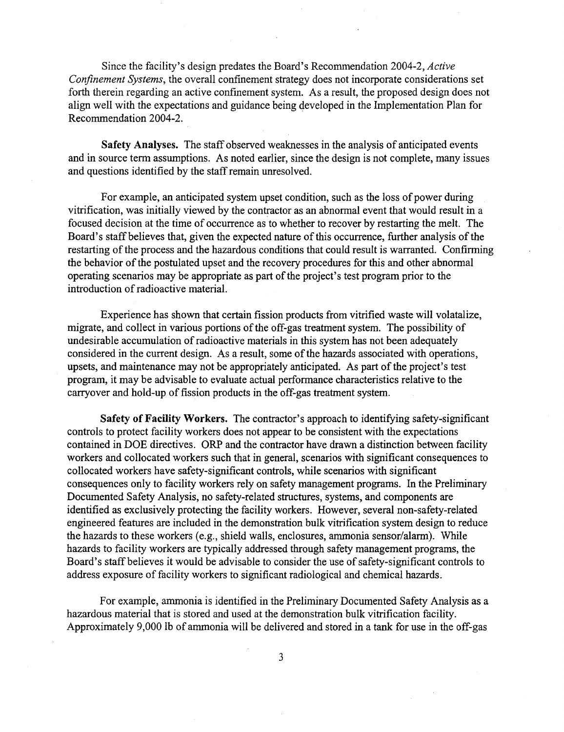Since the facility's design predates the Board's Recommendation 2004-2, *Active Confinement Systems*, the overall confinement strategy does not incorporate considerations set forth therein regarding an active confinement system. As a result, the proposed design does not align well with the expectations and guidance being developed in the Implementation Plan for Recommendation 2004-2.

**Safety Analyses.** The staff observed weaknesses in the analysis of anticipated events and in source term assumptions. As noted earlier, since the design is not complete, many issues and questions identified by the staff remain unresolved.

For example, an anticipated system upset condition, such as the loss of power during vitrification, was initially viewed by the contractor as an abnormal event that would result in a focused decision at the time of occurrence as to whether to recover by restarting the melt. The Board's staff believes that, given the expected nature of this occurrence, further analysis of the restarting of the process and the hazardous conditions that could result is warranted. Confirming the behavior of the postulated upset and the recovery procedures for this and other abnormal operating scenarios may be appropriate as part of the project's test program prior to the introduction of radioactive material.

Experience has shown that certain fission products from vitrified waste will volatalize, migrate, and collect in various portions of the off-gas treatment system. The possibility of undesirable accumulation of radioactive materials in this system has not been adequately considered in the current design. As a result, some of the hazards associated with operations, upsets, and maintenance may not be appropriately anticipated. As part of the project's test program, it may be advisable to evaluate actual performance characteristics relative to the carryover and hold-up of fission products in the off-gas treatment system.

**Safety of Facility Workers.** The contractor's approach to identifying safety-significant controls to protect facility workers does not appear to be consistent with the expectations contained in DOE directives. ORP and the contractor have drawn a distinction between facility workers and collocated workers such that in general, scenarios with significant consequences to collocated workers have safety-significant controls, while scenarios with significant consequences only to facility workers rely on safety management programs. In the Preliminary Documented Safety Analysis, no safety-related structures, systems, and components are identified as exclusively protecting the facility workers. However, several non-safety-related engineered features are included in the demonstration bulk vitrification system design to reduce the hazards to these workers (e.g., shield walls, enclosures, ammonia sensor/alarm). While hazards to facility workers are typically addressed through safety management programs, the Board's staff believes it would be advisable to consider the use of safety-significant controls to address exposure of facility workers to significant radiological and chemical hazards.

For example, ammonia is identified in the Preliminary Documented Safety Analysis as a hazardous material that is stored and used at the demonstration bulk vitrification facility. Approximately 9,000 lb of ammonia will be delivered and stored in a tank for use in the off-gas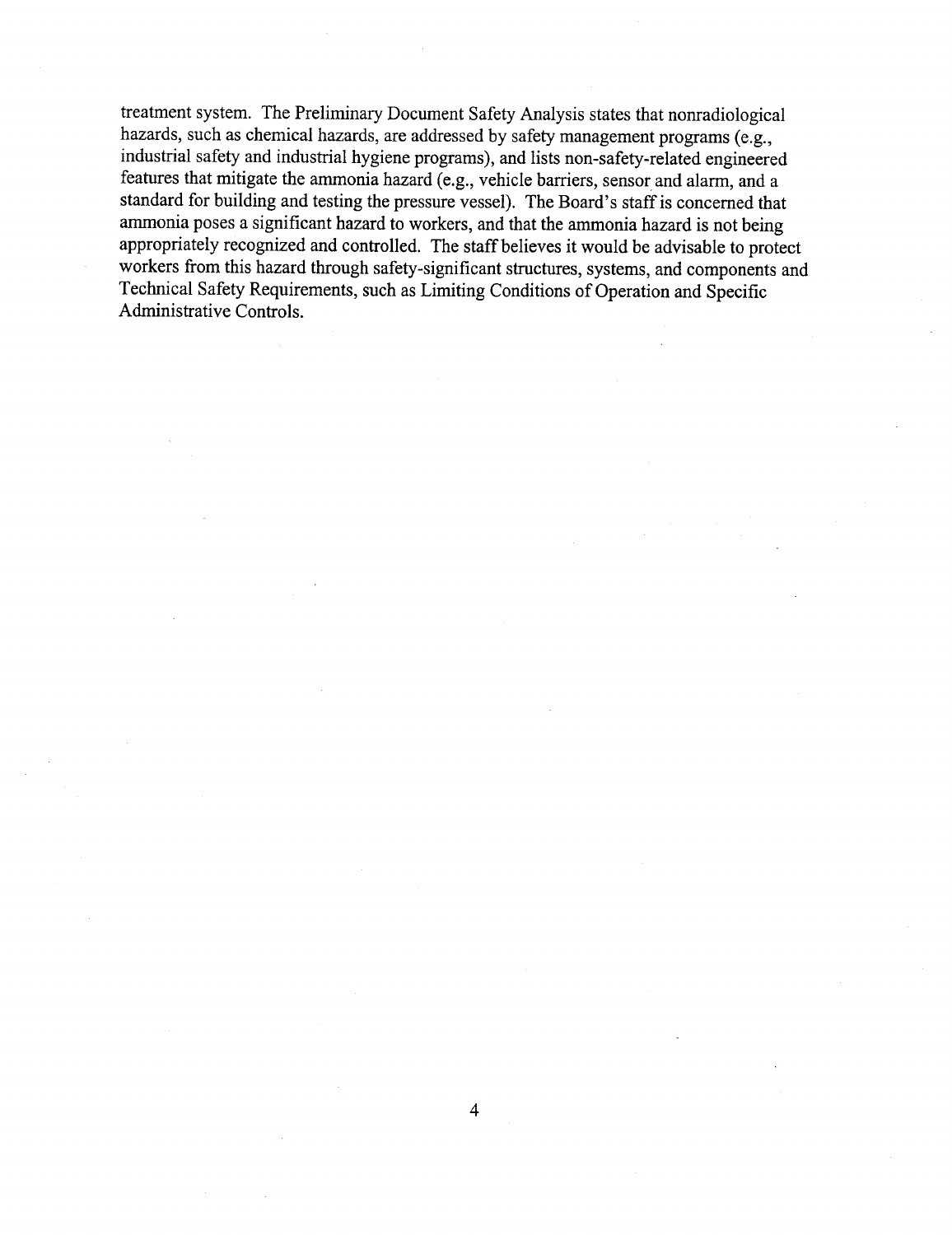treatment system. The Preliminary Document Safety Analysis states that nonradiological hazards, such as chemical hazards, are addressed by safety management programs (e.g., industrial safety and industrial hygiene programs), and lists non-safety-related engineered features that mitigate the ammonia hazard (e.g., vehicle barriers, sensor and alarm, and a standard for building and testing the pressure vessel). The Board's staff is concerned that ammonia poses a significant hazard to workers, and that the ammonia hazard is not being appropriately recognized and controlled. The staff believes it would be advisable to protect workers from this hazard through safety-significant structures, systems, and components and Technical Safety Requirements, such as Limiting Conditions of Operation and Specific Administrative Controls.